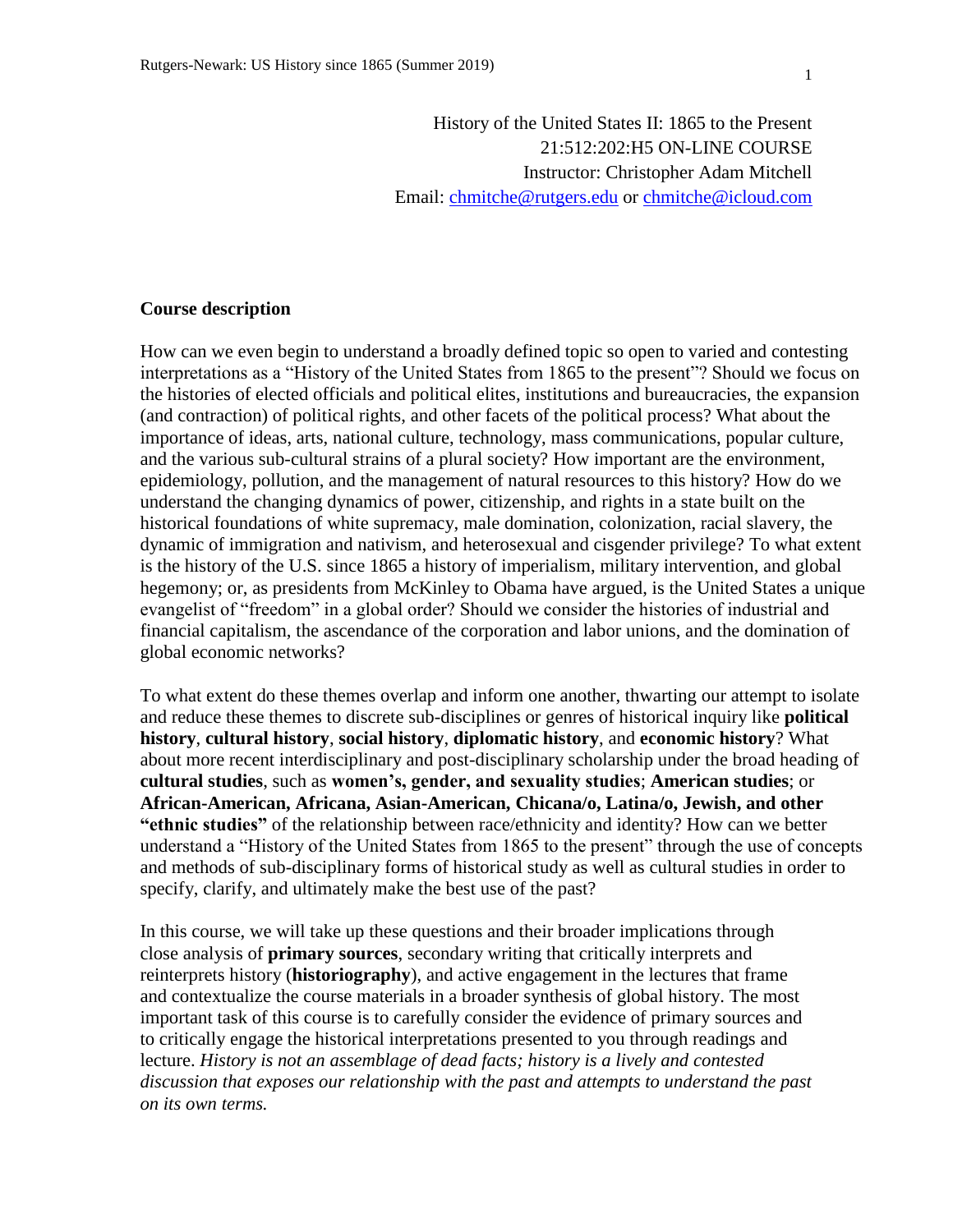History of the United States II: 1865 to the Present
21:512:202:H5 ON-LINE COURSE
Instructor: Christopher Adam Mitchell
Email: chmitche@rutgers.edu or chmitche@icloud.com

## Course description

How can we even begin to understand a broadly defined topic so open to varied and contesting interpretations as a "History of the United States from 1865 to the present"? Should we focus on the histories of elected officials and political elites, institutions and bureaucracies, the expansion (and contraction) of political rights, and other facets of the political process? What about the importance of ideas, arts, national culture, technology, mass communications, popular culture, and the various sub-cultural strains of a plural society? How important are the environment, epidemiology, pollution, and the management of natural resources to this history? How do we understand the changing dynamics of power, citizenship, and rights in a state built on the historical foundations of white supremacy, male domination, colonization, racial slavery, the dynamic of immigration and nativism, and heterosexual and cisgender privilege? To what extent is the history of the U.S. since 1865 a history of imperialism, military intervention, and global hegemony; or, as presidents from McKinley to Obama have argued, is the United States a unique evangelist of "freedom" in a global order? Should we consider the histories of industrial and financial capitalism, the ascendance of the corporation and labor unions, and the domination of global economic networks?

To what extent do these themes overlap and inform one another, thwarting our attempt to isolate and reduce these themes to discrete sub-disciplines or genres of historical inquiry like **political history**, **cultural history**, **social history**, **diplomatic history**, and **economic history**? What about more recent interdisciplinary and post-disciplinary scholarship under the broad heading of **cultural studies**, such as **women's, gender, and sexuality studies**; **American studies**; or **African-American, Africana, Asian-American, Chicana/o, Latina/o, Jewish, and other "ethnic studies"** of the relationship between race/ethnicity and identity? How can we better understand a "History of the United States from 1865 to the present" through the use of concepts and methods of sub-disciplinary forms of historical study as well as cultural studies in order to specify, clarify, and ultimately make the best use of the past?

In this course, we will take up these questions and their broader implications through close analysis of **primary sources**, secondary writing that critically interprets and reinterprets history (**historiography**), and active engagement in the lectures that frame and contextualize the course materials in a broader synthesis of global history. The most important task of this course is to carefully consider the evidence of primary sources and to critically engage the historical interpretations presented to you through readings and lecture. *History is not an assemblage of dead facts; history is a lively and contested discussion that exposes our relationship with the past and attempts to understand the past on its own terms.*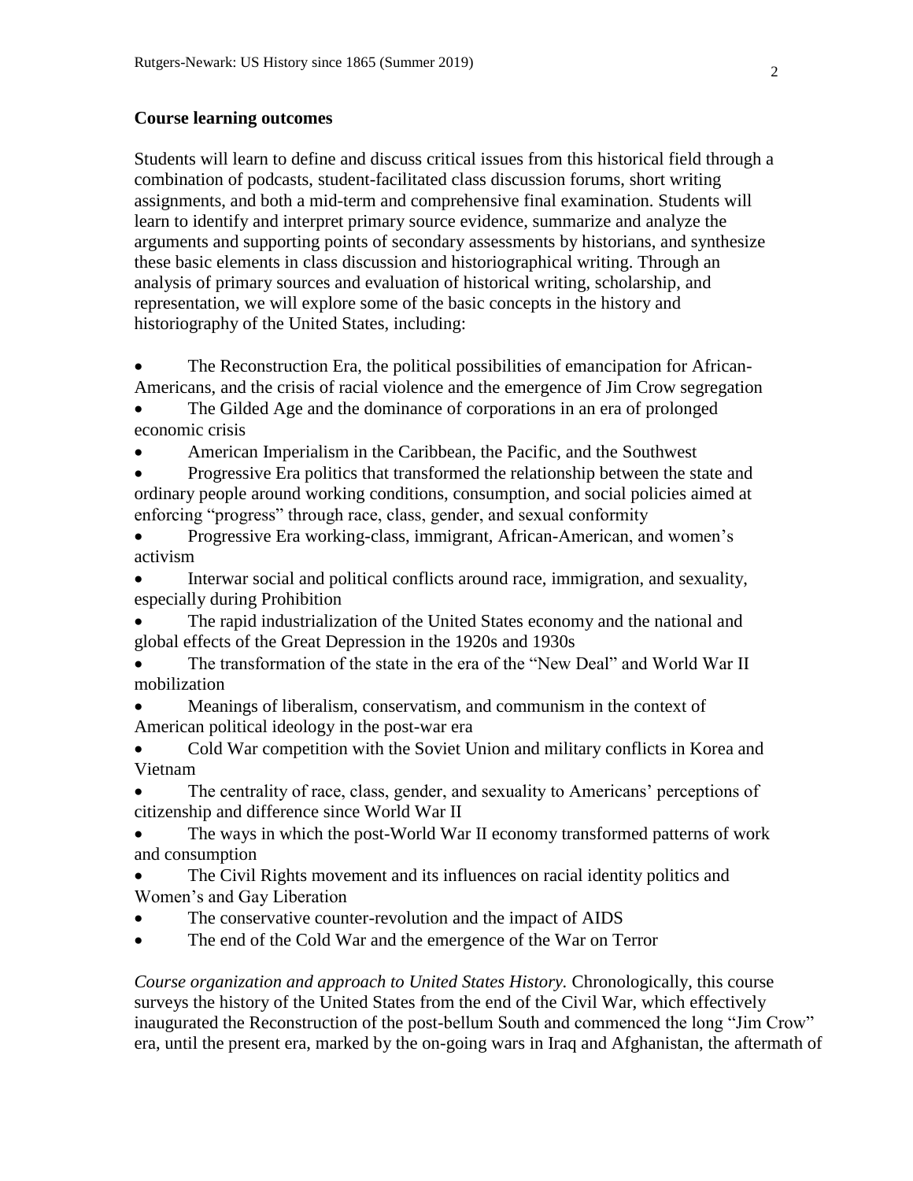## Course learning outcomes

Students will learn to define and discuss critical issues from this historical field through a combination of podcasts, student-facilitated class discussion forums, short writing assignments, and both a mid-term and comprehensive final examination. Students will learn to identify and interpret primary source evidence, summarize and analyze the arguments and supporting points of secondary assessments by historians, and synthesize these basic elements in class discussion and historiographical writing. Through an analysis of primary sources and evaluation of historical writing, scholarship, and representation, we will explore some of the basic concepts in the history and historiography of the United States, including:

- The Reconstruction Era, the political possibilities of emancipation for African-Americans, and the crisis of racial violence and the emergence of Jim Crow segregation
- The Gilded Age and the dominance of corporations in an era of prolonged economic crisis
- American Imperialism in the Caribbean, the Pacific, and the Southwest
- Progressive Era politics that transformed the relationship between the state and ordinary people around working conditions, consumption, and social policies aimed at enforcing "progress" through race, class, gender, and sexual conformity
- Progressive Era working-class, immigrant, African-American, and women's activism
- Interwar social and political conflicts around race, immigration, and sexuality, especially during Prohibition
- The rapid industrialization of the United States economy and the national and global effects of the Great Depression in the 1920s and 1930s
- The transformation of the state in the era of the "New Deal" and World War II mobilization
- Meanings of liberalism, conservatism, and communism in the context of American political ideology in the post-war era
- Cold War competition with the Soviet Union and military conflicts in Korea and Vietnam
- The centrality of race, class, gender, and sexuality to Americans' perceptions of citizenship and difference since World War II
- The ways in which the post-World War II economy transformed patterns of work and consumption
- The Civil Rights movement and its influences on racial identity politics and Women's and Gay Liberation
- The conservative counter-revolution and the impact of AIDS
- The end of the Cold War and the emergence of the War on Terror

*Course organization and approach to United States History.* Chronologically, this course surveys the history of the United States from the end of the Civil War, which effectively inaugurated the Reconstruction of the post-bellum South and commenced the long "Jim Crow" era, until the present era, marked by the on-going wars in Iraq and Afghanistan, the aftermath of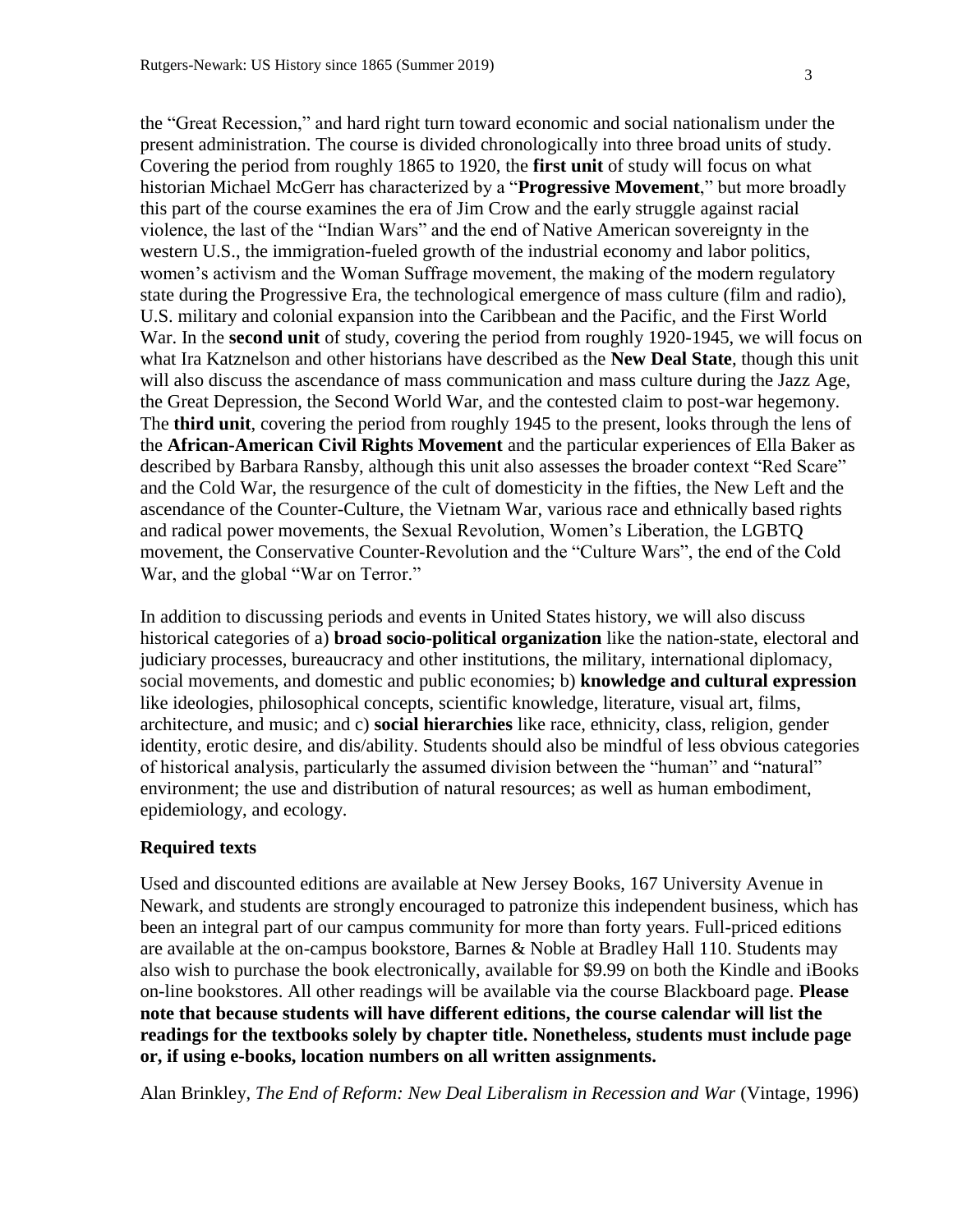the "Great Recession," and hard right turn toward economic and social nationalism under the present administration. The course is divided chronologically into three broad units of study. Covering the period from roughly 1865 to 1920, the **first unit** of study will focus on what historian Michael McGerr has characterized by a "**Progressive Movement**," but more broadly this part of the course examines the era of Jim Crow and the early struggle against racial violence, the last of the "Indian Wars" and the end of Native American sovereignty in the western U.S., the immigration-fueled growth of the industrial economy and labor politics, women's activism and the Woman Suffrage movement, the making of the modern regulatory state during the Progressive Era, the technological emergence of mass culture (film and radio), U.S. military and colonial expansion into the Caribbean and the Pacific, and the First World War. In the **second unit** of study, covering the period from roughly 1920-1945, we will focus on what Ira Katznelson and other historians have described as the **New Deal State**, though this unit will also discuss the ascendance of mass communication and mass culture during the Jazz Age, the Great Depression, the Second World War, and the contested claim to post-war hegemony. The **third unit**, covering the period from roughly 1945 to the present, looks through the lens of the **African-American Civil Rights Movement** and the particular experiences of Ella Baker as described by Barbara Ransby, although this unit also assesses the broader context "Red Scare" and the Cold War, the resurgence of the cult of domesticity in the fifties, the New Left and the ascendance of the Counter-Culture, the Vietnam War, various race and ethnically based rights and radical power movements, the Sexual Revolution, Women's Liberation, the LGBTQ movement, the Conservative Counter-Revolution and the "Culture Wars", the end of the Cold War, and the global "War on Terror."

In addition to discussing periods and events in United States history, we will also discuss historical categories of a) **broad socio-political organization** like the nation-state, electoral and judiciary processes, bureaucracy and other institutions, the military, international diplomacy, social movements, and domestic and public economies; b) **knowledge and cultural expression** like ideologies, philosophical concepts, scientific knowledge, literature, visual art, films, architecture, and music; and c) **social hierarchies** like race, ethnicity, class, religion, gender identity, erotic desire, and dis/ability. Students should also be mindful of less obvious categories of historical analysis, particularly the assumed division between the "human" and "natural" environment; the use and distribution of natural resources; as well as human embodiment, epidemiology, and ecology.

### Required texts

Used and discounted editions are available at New Jersey Books, 167 University Avenue in Newark, and students are strongly encouraged to patronize this independent business, which has been an integral part of our campus community for more than forty years. Full-priced editions are available at the on-campus bookstore, Barnes & Noble at Bradley Hall 110. Students may also wish to purchase the book electronically, available for $9.99 on both the Kindle and iBooks on-line bookstores. All other readings will be available via the course Blackboard page. **Please note that because students will have different editions, the course calendar will list the readings for the textbooks solely by chapter title. Nonetheless, students must include page or, if using e-books, location numbers on all written assignments.**

Alan Brinkley, *The End of Reform: New Deal Liberalism in Recession and War* (Vintage, 1996)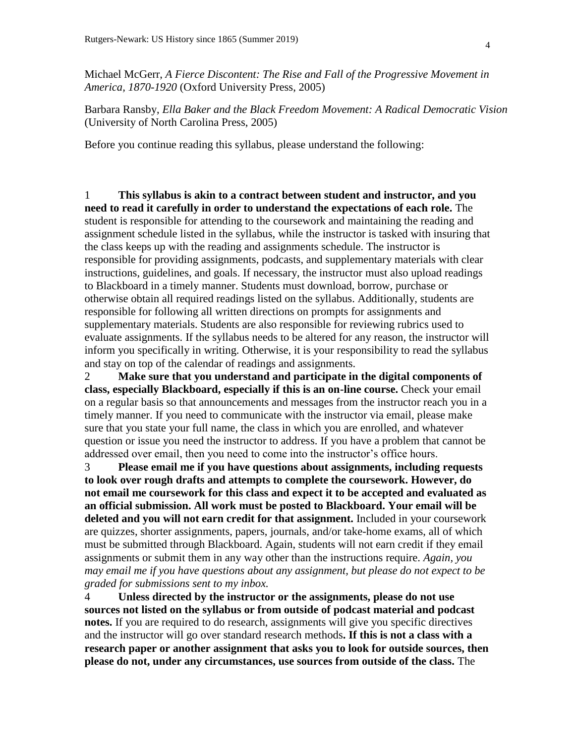Michael McGerr, *A Fierce Discontent: The Rise and Fall of the Progressive Movement in America, 1870-1920* (Oxford University Press, 2005)

Barbara Ransby, *Ella Baker and the Black Freedom Movement: A Radical Democratic Vision* (University of North Carolina Press, 2005)

Before you continue reading this syllabus, please understand the following:

1 **This syllabus is akin to a contract between student and instructor, and you need to read it carefully in order to understand the expectations of each role.** The student is responsible for attending to the coursework and maintaining the reading and assignment schedule listed in the syllabus, while the instructor is tasked with insuring that the class keeps up with the reading and assignments schedule. The instructor is responsible for providing assignments, podcasts, and supplementary materials with clear instructions, guidelines, and goals. If necessary, the instructor must also upload readings to Blackboard in a timely manner. Students must download, borrow, purchase or otherwise obtain all required readings listed on the syllabus. Additionally, students are responsible for following all written directions on prompts for assignments and supplementary materials. Students are also responsible for reviewing rubrics used to evaluate assignments. If the syllabus needs to be altered for any reason, the instructor will inform you specifically in writing. Otherwise, it is your responsibility to read the syllabus and stay on top of the calendar of readings and assignments.

2 **Make sure that you understand and participate in the digital components of class, especially Blackboard, especially if this is an on-line course.** Check your email on a regular basis so that announcements and messages from the instructor reach you in a timely manner. If you need to communicate with the instructor via email, please make sure that you state your full name, the class in which you are enrolled, and whatever question or issue you need the instructor to address. If you have a problem that cannot be addressed over email, then you need to come into the instructor's office hours.

3 **Please email me if you have questions about assignments, including requests to look over rough drafts and attempts to complete the coursework. However, do not email me coursework for this class and expect it to be accepted and evaluated as an official submission. All work must be posted to Blackboard. Your email will be deleted and you will not earn credit for that assignment.** Included in your coursework are quizzes, shorter assignments, papers, journals, and/or take-home exams, all of which must be submitted through Blackboard. Again, students will not earn credit if they email assignments or submit them in any way other than the instructions require. *Again, you may email me if you have questions about any assignment, but please do not expect to be graded for submissions sent to my inbox.*

4 **Unless directed by the instructor or the assignments, please do not use sources not listed on the syllabus or from outside of podcast material and podcast notes.** If you are required to do research, assignments will give you specific directives and the instructor will go over standard research methods**. If this is not a class with a research paper or another assignment that asks you to look for outside sources, then please do not, under any circumstances, use sources from outside of the class.** The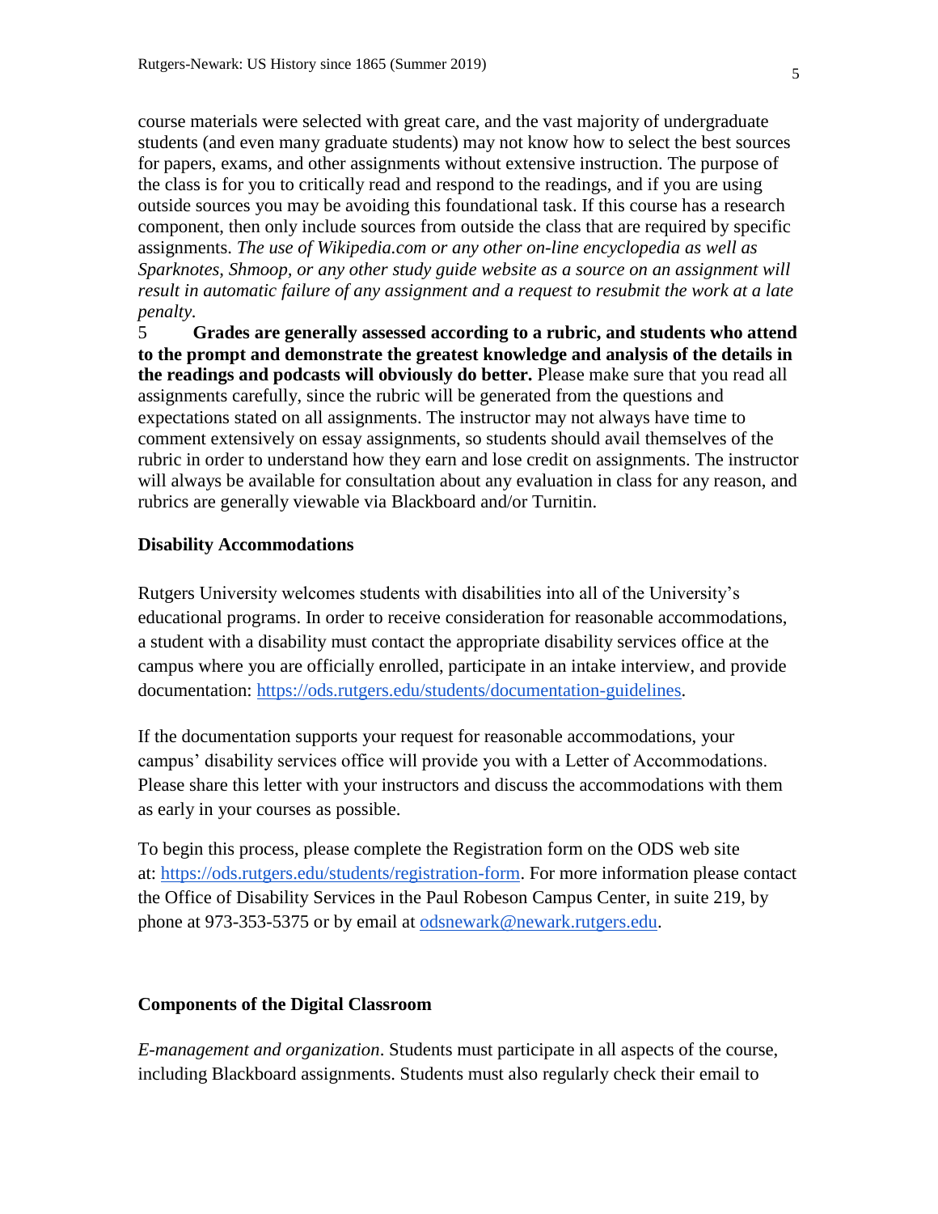course materials were selected with great care, and the vast majority of undergraduate students (and even many graduate students) may not know how to select the best sources for papers, exams, and other assignments without extensive instruction. The purpose of the class is for you to critically read and respond to the readings, and if you are using outside sources you may be avoiding this foundational task. If this course has a research component, then only include sources from outside the class that are required by specific assignments. *The use of Wikipedia.com or any other on-line encyclopedia as well as Sparknotes, Shmoop, or any other study guide website as a source on an assignment will result in automatic failure of any assignment and a request to resubmit the work at a late penalty.*

5 **Grades are generally assessed according to a rubric, and students who attend to the prompt and demonstrate the greatest knowledge and analysis of the details in the readings and podcasts will obviously do better.** Please make sure that you read all assignments carefully, since the rubric will be generated from the questions and expectations stated on all assignments. The instructor may not always have time to comment extensively on essay assignments, so students should avail themselves of the rubric in order to understand how they earn and lose credit on assignments. The instructor will always be available for consultation about any evaluation in class for any reason, and rubrics are generally viewable via Blackboard and/or Turnitin.

**Disability Accommodations**

Rutgers University welcomes students with disabilities into all of the University's educational programs. In order to receive consideration for reasonable accommodations, a student with a disability must contact the appropriate disability services office at the campus where you are officially enrolled, participate in an intake interview, and provide documentation: https://ods.rutgers.edu/students/documentation-guidelines.

If the documentation supports your request for reasonable accommodations, your campus' disability services office will provide you with a Letter of Accommodations. Please share this letter with your instructors and discuss the accommodations with them as early in your courses as possible.

To begin this process, please complete the Registration form on the ODS web site at: https://ods.rutgers.edu/students/registration-form. For more information please contact the Office of Disability Services in the Paul Robeson Campus Center, in suite 219, by phone at 973-353-5375 or by email at odsnewark@newark.rutgers.edu.

**Components of the Digital Classroom**

*E-management and organization*. Students must participate in all aspects of the course, including Blackboard assignments. Students must also regularly check their email to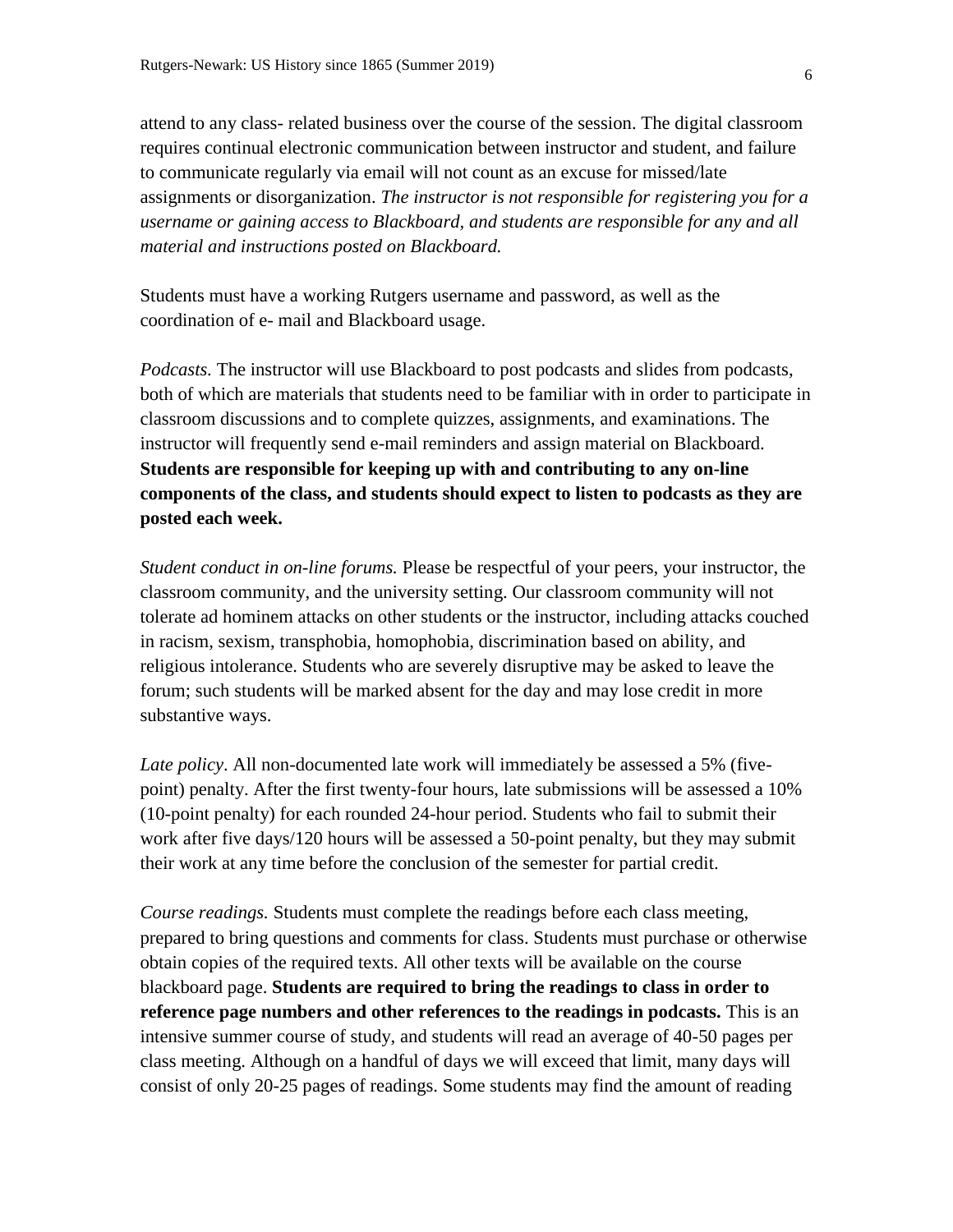attend to any class- related business over the course of the session. The digital classroom requires continual electronic communication between instructor and student, and failure to communicate regularly via email will not count as an excuse for missed/late assignments or disorganization. *The instructor is not responsible for registering you for a username or gaining access to Blackboard, and students are responsible for any and all material and instructions posted on Blackboard.*

Students must have a working Rutgers username and password, as well as the coordination of e- mail and Blackboard usage.

*Podcasts.* The instructor will use Blackboard to post podcasts and slides from podcasts, both of which are materials that students need to be familiar with in order to participate in classroom discussions and to complete quizzes, assignments, and examinations. The instructor will frequently send e-mail reminders and assign material on Blackboard. **Students are responsible for keeping up with and contributing to any on-line components of the class, and students should expect to listen to podcasts as they are posted each week.**

*Student conduct in on-line forums.* Please be respectful of your peers, your instructor, the classroom community, and the university setting. Our classroom community will not tolerate ad hominem attacks on other students or the instructor, including attacks couched in racism, sexism, transphobia, homophobia, discrimination based on ability, and religious intolerance. Students who are severely disruptive may be asked to leave the forum; such students will be marked absent for the day and may lose credit in more substantive ways.

*Late policy*. All non-documented late work will immediately be assessed a 5% (five-point) penalty. After the first twenty-four hours, late submissions will be assessed a 10% (10-point penalty) for each rounded 24-hour period. Students who fail to submit their work after five days/120 hours will be assessed a 50-point penalty, but they may submit their work at any time before the conclusion of the semester for partial credit.

*Course readings.* Students must complete the readings before each class meeting, prepared to bring questions and comments for class. Students must purchase or otherwise obtain copies of the required texts. All other texts will be available on the course blackboard page. **Students are required to bring the readings to class in order to reference page numbers and other references to the readings in podcasts.** This is an intensive summer course of study, and students will read an average of 40-50 pages per class meeting. Although on a handful of days we will exceed that limit, many days will consist of only 20-25 pages of readings. Some students may find the amount of reading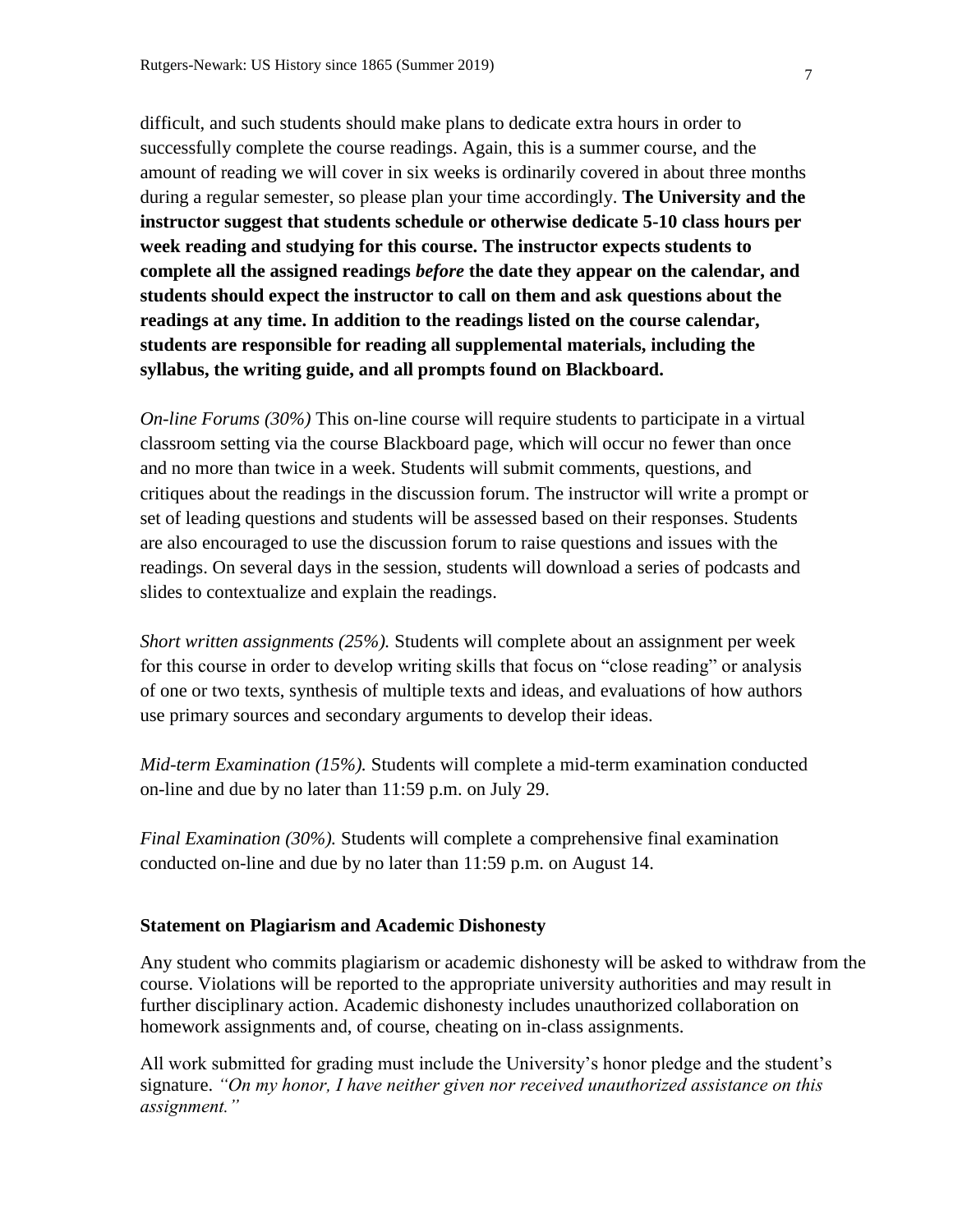difficult, and such students should make plans to dedicate extra hours in order to successfully complete the course readings. Again, this is a summer course, and the amount of reading we will cover in six weeks is ordinarily covered in about three months during a regular semester, so please plan your time accordingly. **The University and the instructor suggest that students schedule or otherwise dedicate 5-10 class hours per week reading and studying for this course. The instructor expects students to complete all the assigned readings *before* the date they appear on the calendar, and students should expect the instructor to call on them and ask questions about the readings at any time. In addition to the readings listed on the course calendar, students are responsible for reading all supplemental materials, including the syllabus, the writing guide, and all prompts found on Blackboard.**

*On-line Forums (30%)* This on-line course will require students to participate in a virtual classroom setting via the course Blackboard page, which will occur no fewer than once and no more than twice in a week. Students will submit comments, questions, and critiques about the readings in the discussion forum. The instructor will write a prompt or set of leading questions and students will be assessed based on their responses. Students are also encouraged to use the discussion forum to raise questions and issues with the readings. On several days in the session, students will download a series of podcasts and slides to contextualize and explain the readings.

*Short written assignments (25%).* Students will complete about an assignment per week for this course in order to develop writing skills that focus on "close reading" or analysis of one or two texts, synthesis of multiple texts and ideas, and evaluations of how authors use primary sources and secondary arguments to develop their ideas.

*Mid-term Examination (15%).* Students will complete a mid-term examination conducted on-line and due by no later than 11:59 p.m. on July 29.

*Final Examination (30%).* Students will complete a comprehensive final examination conducted on-line and due by no later than 11:59 p.m. on August 14.

### Statement on Plagiarism and Academic Dishonesty

Any student who commits plagiarism or academic dishonesty will be asked to withdraw from the course. Violations will be reported to the appropriate university authorities and may result in further disciplinary action. Academic dishonesty includes unauthorized collaboration on homework assignments and, of course, cheating on in-class assignments.

All work submitted for grading must include the University's honor pledge and the student's signature. *"On my honor, I have neither given nor received unauthorized assistance on this assignment."*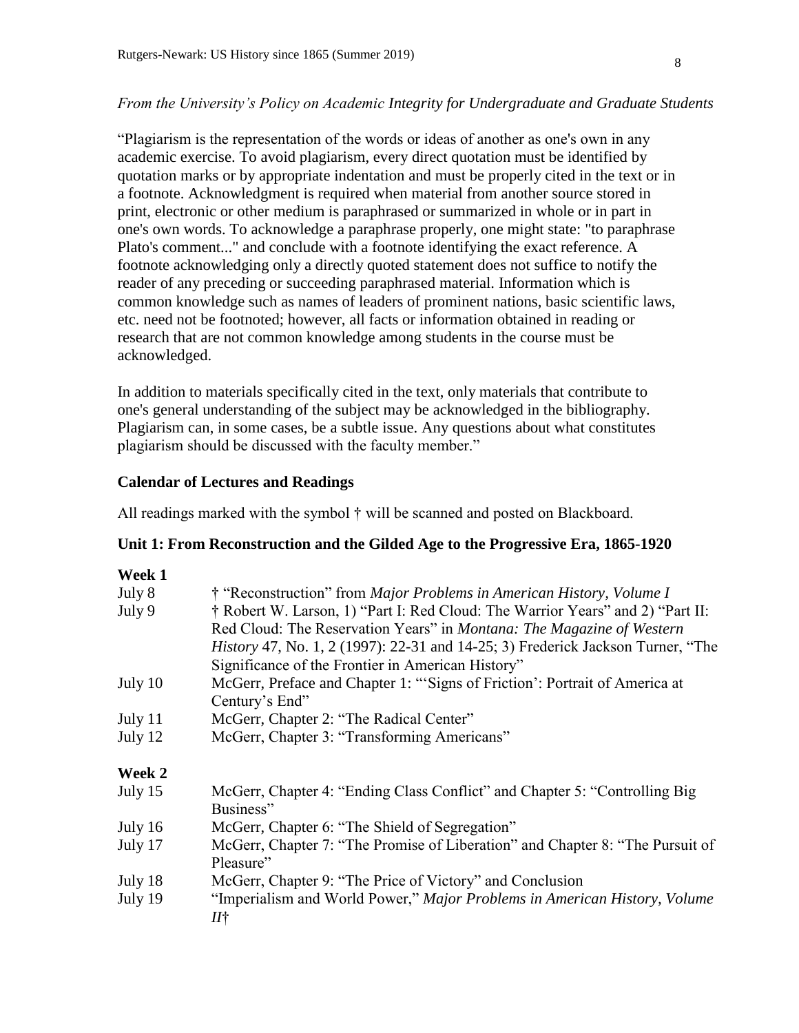*From the University's Policy on Academic Integrity for Undergraduate and Graduate Students*

"Plagiarism is the representation of the words or ideas of another as one's own in any academic exercise. To avoid plagiarism, every direct quotation must be identified by quotation marks or by appropriate indentation and must be properly cited in the text or in a footnote. Acknowledgment is required when material from another source stored in print, electronic or other medium is paraphrased or summarized in whole or in part in one's own words. To acknowledge a paraphrase properly, one might state: "to paraphrase Plato's comment..." and conclude with a footnote identifying the exact reference. A footnote acknowledging only a directly quoted statement does not suffice to notify the reader of any preceding or succeeding paraphrased material. Information which is common knowledge such as names of leaders of prominent nations, basic scientific laws, etc. need not be footnoted; however, all facts or information obtained in reading or research that are not common knowledge among students in the course must be acknowledged.

In addition to materials specifically cited in the text, only materials that contribute to one's general understanding of the subject may be acknowledged in the bibliography. Plagiarism can, in some cases, be a subtle issue. Any questions about what constitutes plagiarism should be discussed with the faculty member."

## Calendar of Lectures and Readings

All readings marked with the symbol † will be scanned and posted on Blackboard.

### Unit 1: From Reconstruction and the Gilded Age to the Progressive Era, 1865-1920

**Week 1**

| | |
|---|---|
| July 8 | † "Reconstruction" from *Major Problems in American History, Volume I* |
| July 9 | † Robert W. Larson, 1) "Part I: Red Cloud: The Warrior Years" and 2) "Part II: Red Cloud: The Reservation Years" in *Montana: The Magazine of Western History* 47, No. 1, 2 (1997): 22-31 and 14-25; 3) Frederick Jackson Turner, "The Significance of the Frontier in American History" |
| July 10 | McGerr, Preface and Chapter 1: "'Signs of Friction': Portrait of America at Century's End" |
| July 11 | McGerr, Chapter 2: "The Radical Center" |
| July 12 | McGerr, Chapter 3: "Transforming Americans" |

**Week 2**

| | |
|---|---|
| July 15 | McGerr, Chapter 4: "Ending Class Conflict" and Chapter 5: "Controlling Big Business" |
| July 16 | McGerr, Chapter 6: "The Shield of Segregation" |
| July 17 | McGerr, Chapter 7: "The Promise of Liberation" and Chapter 8: "The Pursuit of Pleasure" |
| July 18 | McGerr, Chapter 9: "The Price of Victory" and Conclusion |
| July 19 | "Imperialism and World Power," *Major Problems in American History, Volume II*† |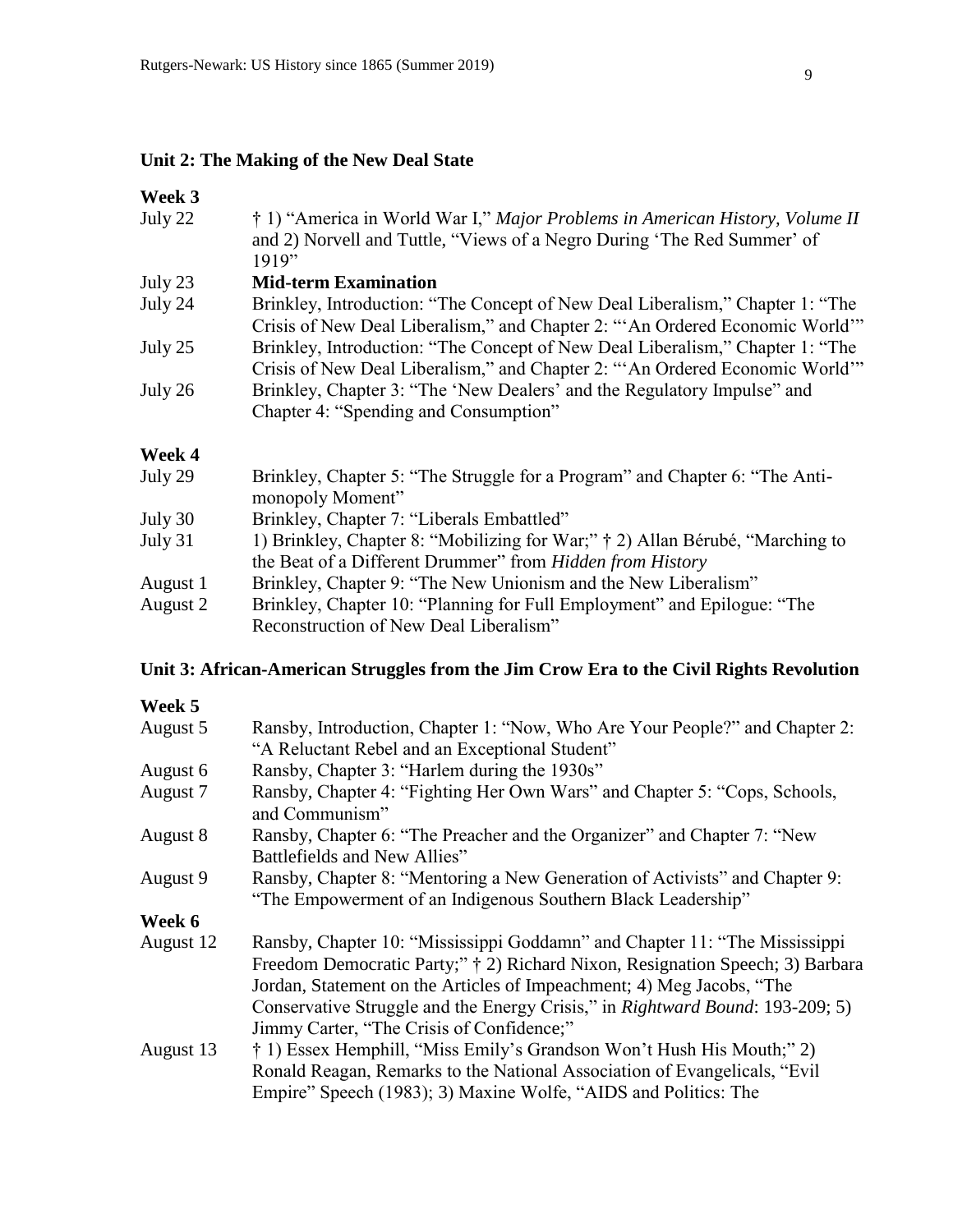## Unit 2: The Making of the New Deal State

### Week 3

| | |
|---|---|
| July 22 | † 1) "America in World War I," *Major Problems in American History, Volume II* and 2) Norvell and Tuttle, "Views of a Negro During 'The Red Summer' of 1919" |
| July 23 | **Mid-term Examination** |
| July 24 | Brinkley, Introduction: "The Concept of New Deal Liberalism," Chapter 1: "The Crisis of New Deal Liberalism," and Chapter 2: "'An Ordered Economic World'" |
| July 25 | Brinkley, Introduction: "The Concept of New Deal Liberalism," Chapter 1: "The Crisis of New Deal Liberalism," and Chapter 2: "'An Ordered Economic World'" |
| July 26 | Brinkley, Chapter 3: "The 'New Dealers' and the Regulatory Impulse" and Chapter 4: "Spending and Consumption" |

### Week 4

| | |
|---|---|
| July 29 | Brinkley, Chapter 5: "The Struggle for a Program" and Chapter 6: "The Anti-monopoly Moment" |
| July 30 | Brinkley, Chapter 7: "Liberals Embattled" |
| July 31 | 1) Brinkley, Chapter 8: "Mobilizing for War;" † 2) Allan Bérubé, "Marching to the Beat of a Different Drummer" from *Hidden from History* |
| August 1 | Brinkley, Chapter 9: "The New Unionism and the New Liberalism" |
| August 2 | Brinkley, Chapter 10: "Planning for Full Employment" and Epilogue: "The Reconstruction of New Deal Liberalism" |

## Unit 3: African-American Struggles from the Jim Crow Era to the Civil Rights Revolution

### Week 5

| | |
|---|---|
| August 5 | Ransby, Introduction, Chapter 1: "Now, Who Are Your People?" and Chapter 2: "A Reluctant Rebel and an Exceptional Student" |
| August 6 | Ransby, Chapter 3: "Harlem during the 1930s" |
| August 7 | Ransby, Chapter 4: "Fighting Her Own Wars" and Chapter 5: "Cops, Schools, and Communism" |
| August 8 | Ransby, Chapter 6: "The Preacher and the Organizer" and Chapter 7: "New Battlefields and New Allies" |
| August 9 | Ransby, Chapter 8: "Mentoring a New Generation of Activists" and Chapter 9: "The Empowerment of an Indigenous Southern Black Leadership" |

### Week 6

| | |
|---|---|
| August 12 | Ransby, Chapter 10: "Mississippi Goddamn" and Chapter 11: "The Mississippi Freedom Democratic Party;" † 2) Richard Nixon, Resignation Speech; 3) Barbara Jordan, Statement on the Articles of Impeachment; 4) Meg Jacobs, "The Conservative Struggle and the Energy Crisis," in *Rightward Bound*: 193-209; 5) Jimmy Carter, "The Crisis of Confidence;" |
| August 13 | † 1) Essex Hemphill, "Miss Emily's Grandson Won't Hush His Mouth;" 2) Ronald Reagan, Remarks to the National Association of Evangelicals, "Evil Empire" Speech (1983); 3) Maxine Wolfe, "AIDS and Politics: The |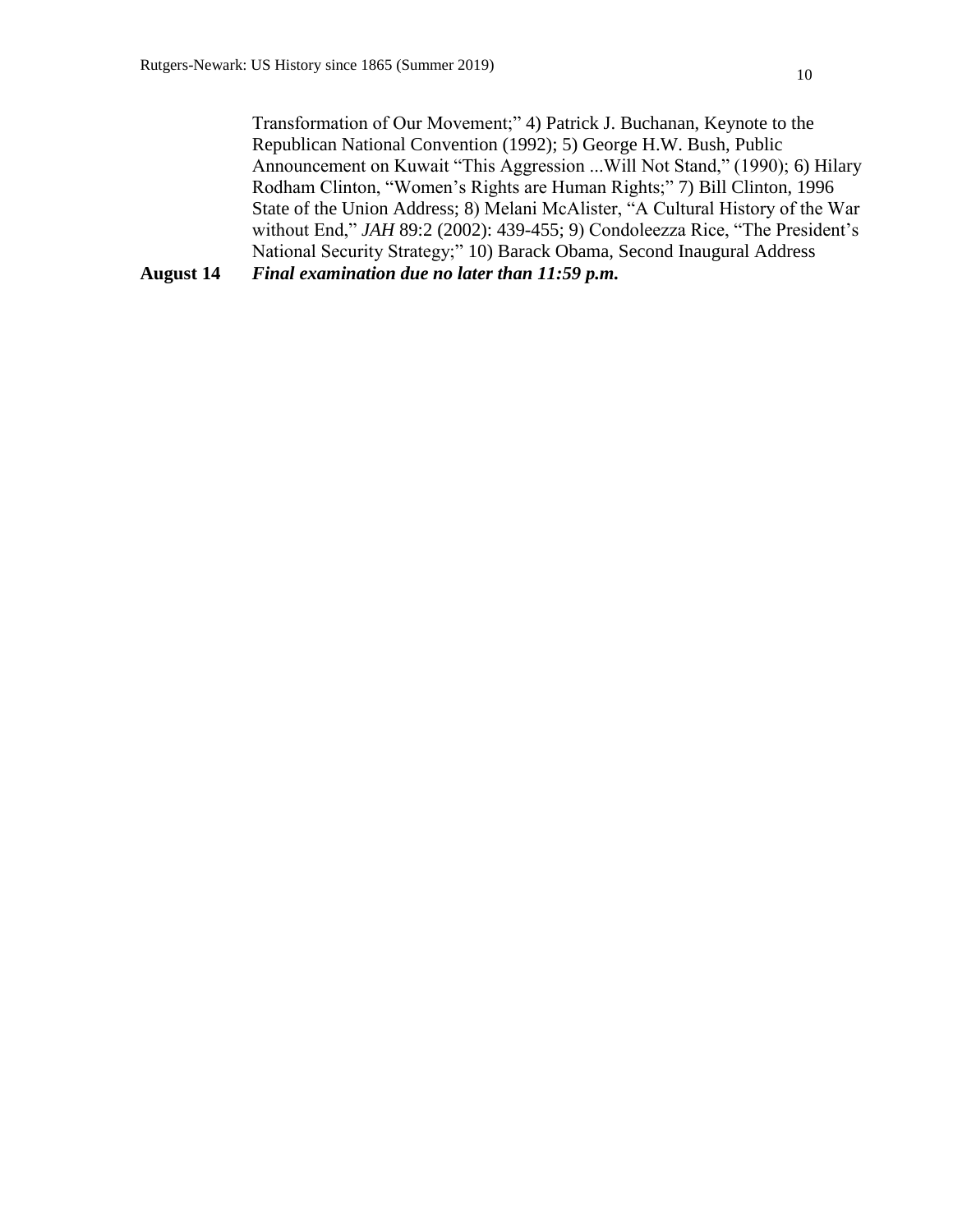Transformation of Our Movement;" 4) Patrick J. Buchanan, Keynote to the Republican National Convention (1992); 5) George H.W. Bush, Public Announcement on Kuwait "This Aggression ...Will Not Stand," (1990); 6) Hilary Rodham Clinton, "Women's Rights are Human Rights;" 7) Bill Clinton, 1996 State of the Union Address; 8) Melani McAlister, "A Cultural History of the War without End," *JAH* 89:2 (2002): 439-455; 9) Condoleezza Rice, "The President's National Security Strategy;" 10) Barack Obama, Second Inaugural Address

**August 14** ***Final examination due no later than 11:59 p.m.***